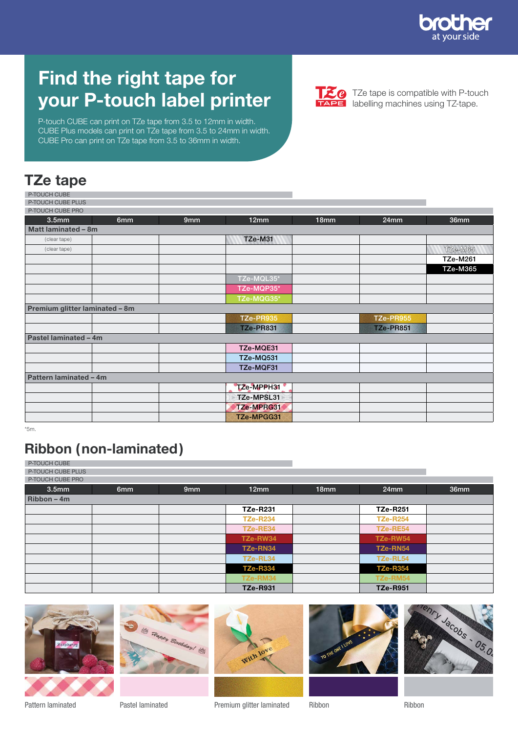# Find the right tape for your P-touch label printer

P-touch CUBE can print on TZe tape from 3.5 to 12mm in width.
CUBE Plus models can print on TZe tape from 3.5 to 24mm in width.
CUBE Pro can print on TZe tape from 3.5 to 36mm in width.

TZe tape is compatible with P-touch labelling machines using TZ-tape.

## TZe tape

P-TOUCH CUBE
P-TOUCH CUBE PLUS
P-TOUCH CUBE PRO

| 3.5mm | 6mm | 9mm | 12mm | 18mm | 24mm | 36mm |
|---|---|---|---|---|---|---|
| **Matt laminated – 8m** | | | | | | |
| (clear tape) | | | TZe-M31 | | | |
| (clear tape) | | | | | | TZe-M65 |
| | | | | | | TZe-M261 |
| | | | | | | TZe-M365 |
| | | | TZe-MQL35* | | | |
| | | | TZe-MQP35* | | | |
| | | | TZe-MQG35* | | | |
| **Premium glitter laminated – 8m** | | | | | | |
| | | | TZe-PR935 | | TZe-PR955 | |
| | | | TZe-PR831 | | TZe-PR851 | |
| **Pastel laminated – 4m** | | | | | | |
| | | | TZe-MQE31 | | | |
| | | | TZe-MQ531 | | | |
| | | | TZe-MQF31 | | | |
| **Pattern laminated – 4m** | | | | | | |
| | | | TZe-MPPH31 | | | |
| | | | TZe-MPSL31 | | | |
| | | | TZe-MPRG31 | | | |
| | | | TZe-MPGG31 | | | |

*5m.

## Ribbon (non-laminated)

P-TOUCH CUBE
P-TOUCH CUBE PLUS
P-TOUCH CUBE PRO

| 3.5mm | 6mm | 9mm | 12mm | 18mm | 24mm | 36mm |
|---|---|---|---|---|---|---|
| **Ribbon – 4m** | | | | | | |
| | | | TZe-R231 | | TZe-R251 | |
| | | | TZe-R234 | | TZe-R254 | |
| | | | TZe-RE34 | | TZe-RE54 | |
| | | | TZe-RW34 | | TZe-RW54 | |
| | | | TZe-RN34 | | TZe-RN54 | |
| | | | TZe-RL34 | | TZe-RL54 | |
| | | | TZe-R334 | | TZe-R354 | |
| | | | TZe-RM34 | | TZe-RM54 | |
| | | | TZe-R931 | | TZe-R951 | |

Pattern laminated

Pastel laminated

Premium glitter laminated

Ribbon

Ribbon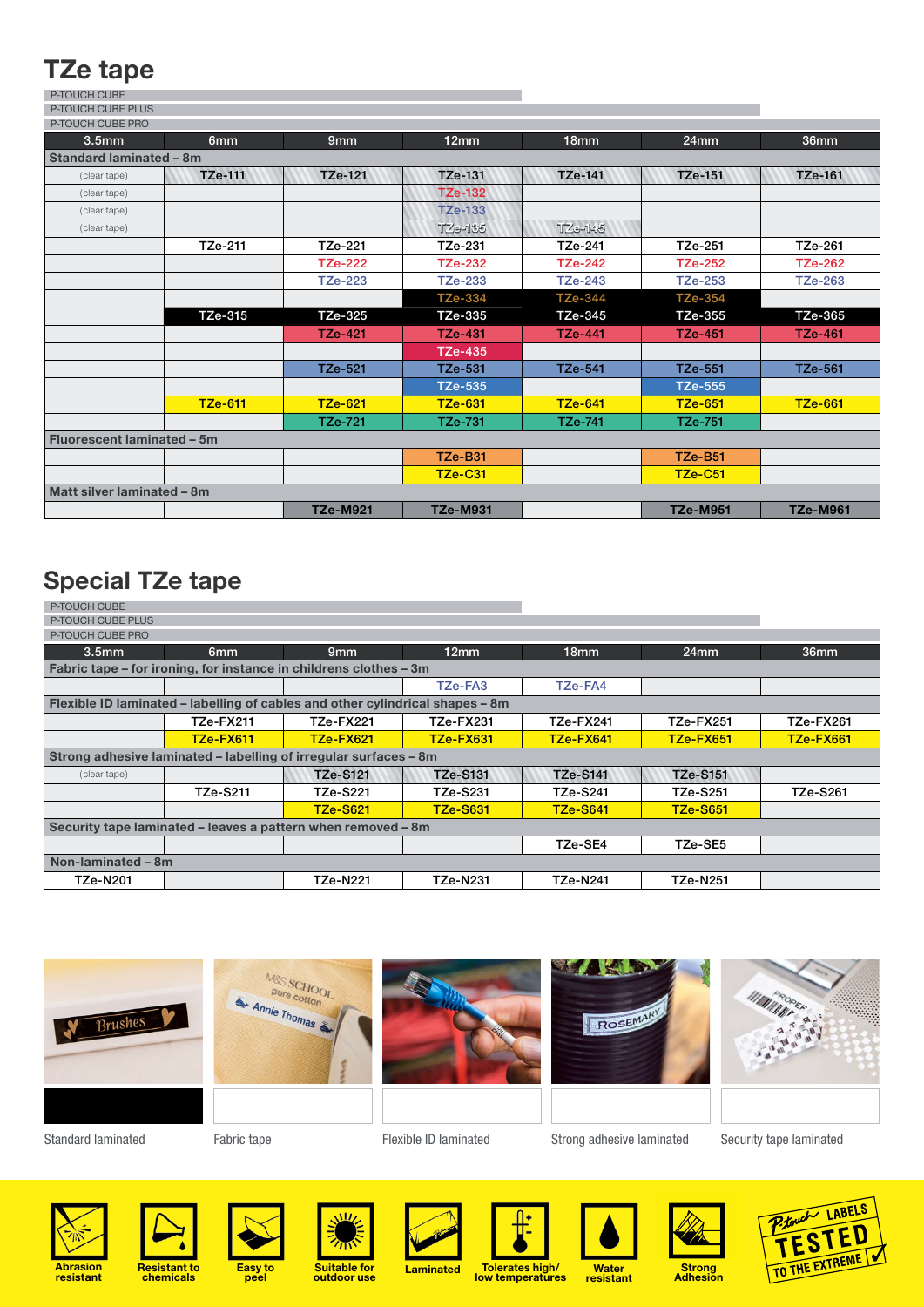# TZe tape

P-TOUCH CUBE
P-TOUCH CUBE PLUS
P-TOUCH CUBE PRO

| 3.5mm | 6mm | 9mm | 12mm | 18mm | 24mm | 36mm |
|---|---|---|---|---|---|---|
| **Standard laminated – 8m** | | | | | | |
| (clear tape) | TZe-111 | TZe-121 | TZe-131 | TZe-141 | TZe-151 | TZe-161 |
| (clear tape) | | | TZe-132 | | | |
| (clear tape) | | | TZe-133 | | | |
| (clear tape) | | | TZe-135 | TZe-145 | | |
| | TZe-211 | TZe-221 | TZe-231 | TZe-241 | TZe-251 | TZe-261 |
| | | TZe-222 | TZe-232 | TZe-242 | TZe-252 | TZe-262 |
| | | TZe-223 | TZe-233 | TZe-243 | TZe-253 | TZe-263 |
| | | | TZe-334 | TZe-344 | TZe-354 | |
| | TZe-315 | TZe-325 | TZe-335 | TZe-345 | TZe-355 | TZe-365 |
| | | TZe-421 | TZe-431 | TZe-441 | TZe-451 | TZe-461 |
| | | | TZe-435 | | | |
| | | TZe-521 | TZe-531 | TZe-541 | TZe-551 | TZe-561 |
| | | | TZe-535 | | TZe-555 | |
| | TZe-611 | TZe-621 | TZe-631 | TZe-641 | TZe-651 | TZe-661 |
| | | TZe-721 | TZe-731 | TZe-741 | TZe-751 | |
| **Fluorescent laminated – 5m** | | | | | | |
| | | | TZe-B31 | | TZe-B51 | |
| | | | TZe-C31 | | TZe-C51 | |
| **Matt silver laminated – 8m** | | | | | | |
| | | TZe-M921 | TZe-M931 | | TZe-M951 | TZe-M961 |

# Special TZe tape

P-TOUCH CUBE
P-TOUCH CUBE PLUS
P-TOUCH CUBE PRO

| 3.5mm | 6mm | 9mm | 12mm | 18mm | 24mm | 36mm |
|---|---|---|---|---|---|---|
| **Fabric tape – for ironing, for instance in childrens clothes – 3m** | | | | | | |
| | | | TZe-FA3 | TZe-FA4 | | |
| **Flexible ID laminated – labelling of cables and other cylindrical shapes – 8m** | | | | | | |
| | TZe-FX211 | TZe-FX221 | TZe-FX231 | TZe-FX241 | TZe-FX251 | TZe-FX261 |
| | TZe-FX611 | TZe-FX621 | TZe-FX631 | TZe-FX641 | TZe-FX651 | TZe-FX661 |
| **Strong adhesive laminated – labelling of irregular surfaces – 8m** | | | | | | |
| (clear tape) | | TZe-S121 | TZe-S131 | TZe-S141 | TZe-S151 | |
| | TZe-S211 | TZe-S221 | TZe-S231 | TZe-S241 | TZe-S251 | TZe-S261 |
| | | TZe-S621 | TZe-S631 | TZe-S641 | TZe-S651 | |
| **Security tape laminated – leaves a pattern when removed – 8m** | | | | | | |
| | | | | TZe-SE4 | TZe-SE5 | |
| **Non-laminated – 8m** | | | | | | |
| TZe-N201 | | TZe-N221 | TZe-N231 | TZe-N241 | TZe-N251 | |

Standard laminated

Fabric tape

Flexible ID laminated

Strong adhesive laminated

Security tape laminated

Abrasion resistant
Resistant to chemicals
Easy to peel
Suitable for outdoor use
Laminated
Tolerates high/low temperatures
Water resistant
Strong Adhesion

P-touch LABELS TESTED TO THE EXTREME